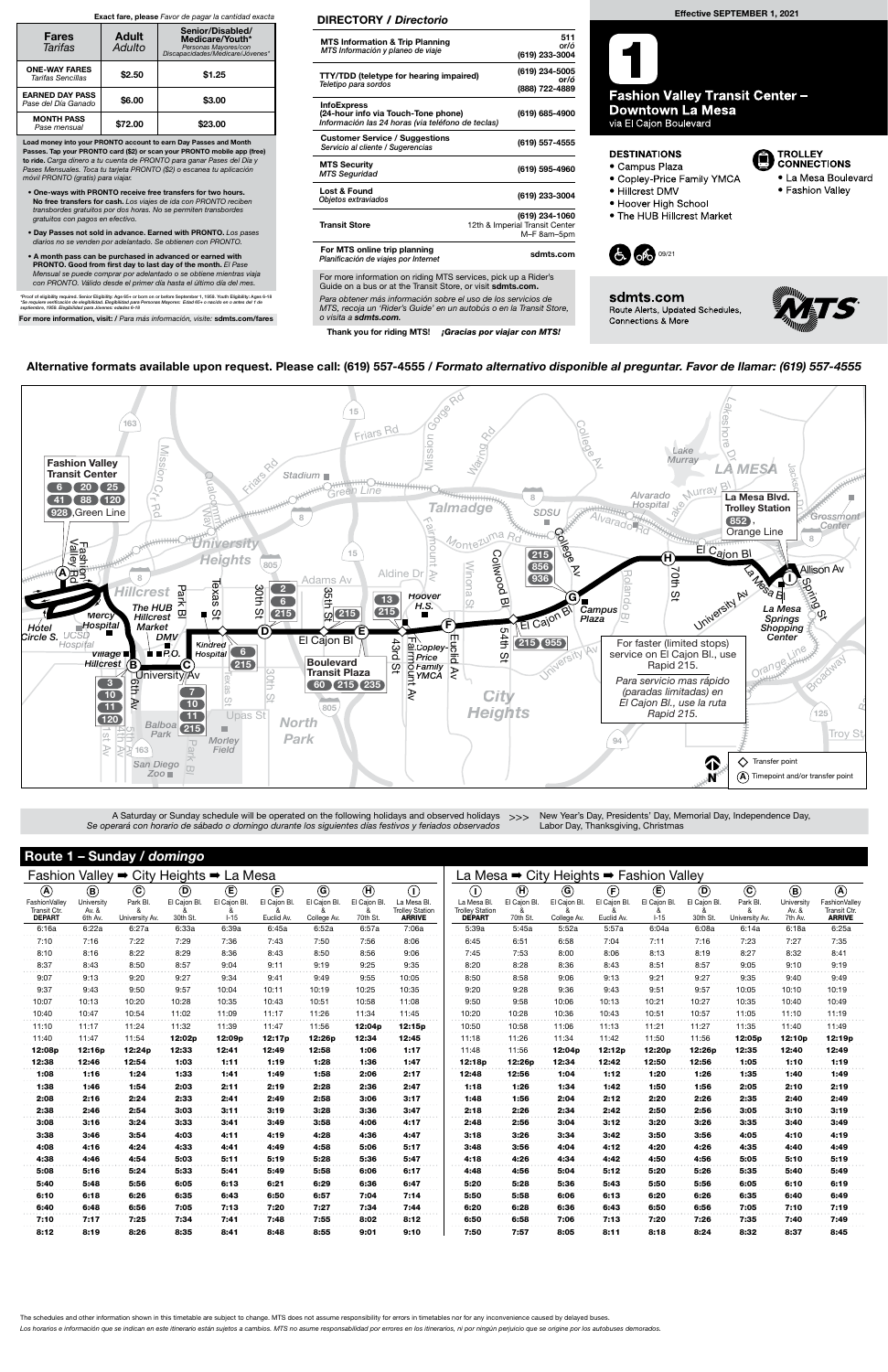**Exact fare, please** *Favor de pagar la cantidad exacta*

| Fares *Tarifas* | Adult *Adulto* | Senior/Disabled/ Medicare/Youth* *Personas Mayores/con Discapacidades/Medicare/Jóvenes** |
|---|---|---|
| **ONE-WAY FARES** *Tarifas Sencillas* | $2.50 | $1.25 |
| **EARNED DAY PASS** *Pase del Día Ganado* | $6.00 | $3.00 |
| **MONTH PASS** *Pase mensual* | $72.00 | $23.00 |

**Load money into your PRONTO account to earn Day Passes and Month Passes. Tap your PRONTO card ($2) or scan your PRONTO mobile app (free) to ride.** *Carga dinero a tu cuenta de PRONTO para ganar Pases del Día y Pases Mensuales. Toca tu tarjeta PRONTO ($2) o escanea tu aplicación móvil PRONTO (gratis) para viajar.*

- **One-ways with PRONTO receive free transfers for two hours. No free transfers for cash.** *Los viajes de ida con PRONTO reciben transbordes gratuitos por dos horas. No se permiten transbordes gratuitos con pagos en efectivo.*
- **Day Passes not sold in advance. Earned with PRONTO.** *Los pases diarios no se venden por adelantado. Se obtienen con PRONTO.*
- **A month pass can be purchased in advanced or earned with PRONTO. Good from first day to last day of the month.** *El Pase Mensual se puede comprar por adelantado o se obtiene mientras viaja con PRONTO. Válido desde el primer día hasta el último día del mes.*

*Proof of eligibility required. Senior Eligibility: Age 65+ or born on or before September 1, 1959. Youth Eligibility: Ages 6-18
*Se requiere verificación de elegibilidad. Elegibilidad para Personas Mayores: Edad 65+ o nacido en o antes del 1 de septiembre, 1959. Elegibilidad para Jóvenes: edades 6-18

**For more information, visit:** / *Para más información, visite:* **sdmts.com/fares**

## DIRECTORY / *Directorio*

| | |
|---|---|
| **MTS Information & Trip Planning** *MTS Información y planeo de viaje* | 511 or/ó (619) 233-3004 |
| **TTY/TDD (teletype for hearing impaired)** *Teletipo para sordos* | (619) 234-5005 or/ó (888) 722-4889 |
| **InfoExpress (24-hour info via Touch-Tone phone)** *Información las 24 horas (via teléfono de teclas)* | (619) 685-4900 |
| **Customer Service / Suggestions** *Servicio al cliente / Sugerencias* | (619) 557-4555 |
| **MTS Security** *MTS Seguridad* | (619) 595-4960 |
| **Lost & Found** *Objetos extraviados* | (619) 233-3004 |
| **Transit Store** | (619) 234-1060 12th & Imperial Transit Center M–F 8am–5pm |
| **For MTS online trip planning** *Planificación de viajes por Internet* | sdmts.com |

For more information on riding MTS services, pick up a Rider's Guide on a bus or at the Transit Store, or visit **sdmts.com.**

*Para obtener más información sobre el uso de los servicios de MTS, recoja un 'Rider's Guide' en un autobús o en la Transit Store, o visita a* **sdmts.com.**

**Thank you for riding MTS!** *¡Gracias por viajar con MTS!*

**Effective SEPTEMBER 1, 2021**

# 1 Fashion Valley Transit Center – Downtown La Mesa

via El Cajon Boulevard

**DESTINATIONS**
- Campus Plaza
- Copley-Price Family YMCA
- Hillcrest DMV
- Hoover High School
- The HUB Hillcrest Market

**TROLLEY CONNECTIONS**
- La Mesa Boulevard
- Fashion Valley

09/21

**sdmts.com**
Route Alerts, Updated Schedules, Connections & More

**Alternative formats available upon request. Please call: (619) 557-4555 / *Formato alternativo disponible al preguntar. Favor de llamar: (619) 557-4555***

For faster (limited stops) service on El Cajon Bl., use Rapid 215.
*Para servicio más rápido (paradas limitadas) en El Cajon Bl., use la ruta Rapid 215.*

◇ Transfer point
Ⓐ Timepoint and/or transfer point

A Saturday or Sunday schedule will be operated on the following holidays and observed holidays >>> New Year's Day, Presidents' Day, Memorial Day, Independence Day, Labor Day, Thanksgiving, Christmas
*Se operará con horario de sábado o domingo durante los siguientes días festivos y feriados observados*

## Route 1 – Sunday / *domingo*

### Fashion Valley ➡ City Heights ➡ La Mesa

| Ⓐ FashionValley Transit Ctr. DEPART | Ⓑ University Av. & 6th Av. | Ⓒ Park Bl. & University Av. | Ⓓ El Cajon Bl. & 30th St. | Ⓔ El Cajon Bl. & I-15 | Ⓕ El Cajon Bl. & Euclid Av. | Ⓖ El Cajon Bl. & College Av. | Ⓗ El Cajon Bl. & 70th St. | Ⓘ La Mesa Bl. Trolley Station ARRIVE |
|---|---|---|---|---|---|---|---|---|
| 6:16a | 6:22a | 6:27a | 6:33a | 6:39a | 6:45a | 6:52a | 6:57a | 7:06a |
| 7:10 | 7:16 | 7:22 | 7:29 | 7:36 | 7:43 | 7:50 | 7:56 | 8:06 |
| 8:10 | 8:16 | 8:22 | 8:29 | 8:36 | 8:43 | 8:50 | 8:56 | 9:06 |
| 8:37 | 8:43 | 8:50 | 8:57 | 9:04 | 9:11 | 9:19 | 9:25 | 9:35 |
| 9:07 | 9:13 | 9:20 | 9:27 | 9:34 | 9:41 | 9:49 | 9:55 | 10:05 |
| 9:37 | 9:43 | 9:50 | 9:57 | 10:04 | 10:11 | 10:19 | 10:25 | 10:35 |
| 10:07 | 10:13 | 10:20 | 10:28 | 10:35 | 10:43 | 10:51 | 10:58 | 11:08 |
| 10:40 | 10:47 | 10:54 | 11:02 | 11:09 | 11:17 | 11:26 | 11:34 | 11:45 |
| 11:10 | 11:17 | 11:24 | 11:32 | 11:39 | 11:47 | 11:56 | **12:04p** | **12:15p** |
| 11:40 | 11:47 | 11:54 | **12:02p** | **12:09p** | **12:17p** | **12:26p** | **12:34** | **12:45** |
| **12:08p** | **12:16p** | **12:24p** | **12:33** | **12:41** | **12:49** | **12:58** | **1:06** | **1:17** |
| **12:38** | **12:46** | **12:54** | **1:03** | **1:11** | **1:19** | **1:28** | **1:36** | **1:47** |
| **1:08** | **1:16** | **1:24** | **1:33** | **1:41** | **1:49** | **1:58** | **2:06** | **2:17** |
| **1:38** | **1:46** | **1:54** | **2:03** | **2:11** | **2:19** | **2:28** | **2:36** | **2:47** |
| **2:08** | **2:16** | **2:24** | **2:33** | **2:41** | **2:49** | **2:58** | **3:06** | **3:17** |
| **2:38** | **2:46** | **2:54** | **3:03** | **3:11** | **3:19** | **3:28** | **3:36** | **3:47** |
| **3:08** | **3:16** | **3:24** | **3:33** | **3:41** | **3:49** | **3:58** | **4:06** | **4:17** |
| **3:38** | **3:46** | **3:54** | **4:03** | **4:11** | **4:19** | **4:28** | **4:36** | **4:47** |
| **4:08** | **4:16** | **4:24** | **4:33** | **4:41** | **4:49** | **4:58** | **5:06** | **5:17** |
| **4:38** | **4:46** | **4:54** | **5:03** | **5:11** | **5:19** | **5:28** | **5:36** | **5:47** |
| **5:08** | **5:16** | **5:24** | **5:33** | **5:41** | **5:49** | **5:58** | **6:06** | **6:17** |
| **5:40** | **5:48** | **5:56** | **6:05** | **6:13** | **6:21** | **6:29** | **6:36** | **6:47** |
| **6:10** | **6:18** | **6:26** | **6:35** | **6:43** | **6:50** | **6:57** | **7:04** | **7:14** |
| **6:40** | **6:48** | **6:56** | **7:05** | **7:13** | **7:20** | **7:27** | **7:34** | **7:44** |
| **7:10** | **7:17** | **7:25** | **7:34** | **7:41** | **7:48** | **7:55** | **8:02** | **8:12** |
| **8:12** | **8:19** | **8:26** | **8:35** | **8:41** | **8:48** | **8:55** | **9:01** | **9:10** |

### La Mesa ➡ City Heights ➡ Fashion Valley

| Ⓘ La Mesa Bl. Trolley Station DEPART | Ⓗ El Cajon Bl. & 70th St. | Ⓖ El Cajon Bl. & College Av. | Ⓕ El Cajon Bl. & Euclid Av. | Ⓔ El Cajon Bl. & I-15 | Ⓓ El Cajon Bl. & 30th St. | Ⓒ Park Bl. & University Av. | Ⓑ University Av. & 7th Av. | Ⓐ FashionValley Transit Ctr. ARRIVE |
|---|---|---|---|---|---|---|---|---|
| 5:39a | 5:45a | 5:52a | 5:57a | 6:04a | 6:08a | 6:14a | 6:18a | 6:25a |
| 6:45 | 6:51 | 6:58 | 7:04 | 7:11 | 7:16 | 7:23 | 7:27 | 7:35 |
| 7:45 | 7:53 | 8:00 | 8:06 | 8:13 | 8:19 | 8:27 | 8:32 | 8:41 |
| 8:20 | 8:28 | 8:36 | 8:43 | 8:51 | 8:57 | 9:05 | 9:10 | 9:19 |
| 8:50 | 8:58 | 9:06 | 9:13 | 9:21 | 9:27 | 9:35 | 9:40 | 9:49 |
| 9:20 | 9:28 | 9:36 | 9:43 | 9:51 | 9:57 | 10:05 | 10:10 | 10:19 |
| 9:50 | 9:58 | 10:06 | 10:13 | 10:21 | 10:27 | 10:35 | 10:40 | 10:49 |
| 10:20 | 10:28 | 10:36 | 10:43 | 10:51 | 10:57 | 11:05 | 11:10 | 11:19 |
| 10:50 | 10:58 | 11:06 | 11:13 | 11:21 | 11:27 | 11:35 | 11:40 | 11:49 |
| 11:18 | 11:26 | 11:34 | 11:42 | 11:50 | 11:56 | **12:05p** | **12:10p** | **12:19p** |
| 11:48 | 11:56 | **12:04p** | **12:12p** | **12:20p** | **12:26p** | **12:35** | **12:40** | **12:49** |
| **12:18p** | **12:26p** | **12:34** | **12:42** | **12:50** | **12:56** | **1:05** | **1:10** | **1:19** |
| **12:48** | **12:56** | **1:04** | **1:12** | **1:20** | **1:26** | **1:35** | **1:40** | **1:49** |
| **1:18** | **1:26** | **1:34** | **1:42** | **1:50** | **1:56** | **2:05** | **2:10** | **2:19** |
| **1:48** | **1:56** | **2:04** | **2:12** | **2:20** | **2:26** | **2:35** | **2:40** | **2:49** |
| **2:18** | **2:26** | **2:34** | **2:42** | **2:50** | **2:56** | **3:05** | **3:10** | **3:19** |
| **2:48** | **2:56** | **3:04** | **3:12** | **3:20** | **3:26** | **3:35** | **3:40** | **3:49** |
| **3:18** | **3:26** | **3:34** | **3:42** | **3:50** | **3:56** | **4:05** | **4:10** | **4:19** |
| **3:48** | **3:56** | **4:04** | **4:12** | **4:20** | **4:26** | **4:35** | **4:40** | **4:49** |
| **4:18** | **4:26** | **4:34** | **4:42** | **4:50** | **4:56** | **5:05** | **5:10** | **5:19** |
| **4:48** | **4:56** | **5:04** | **5:12** | **5:20** | **5:26** | **5:35** | **5:40** | **5:49** |
| **5:20** | **5:28** | **5:36** | **5:43** | **5:50** | **5:56** | **6:05** | **6:10** | **6:19** |
| **5:50** | **5:58** | **6:06** | **6:13** | **6:20** | **6:26** | **6:35** | **6:40** | **6:49** |
| **6:20** | **6:28** | **6:36** | **6:43** | **6:50** | **6:56** | **7:05** | **7:10** | **7:19** |
| **6:50** | **6:58** | **7:06** | **7:13** | **7:20** | **7:26** | **7:35** | **7:40** | **7:49** |
| **7:50** | **7:57** | **8:05** | **8:11** | **8:18** | **8:24** | **8:32** | **8:37** | **8:45** |

The schedules and other information shown in this timetable are subject to change. MTS does not assume responsibility for errors in timetables nor for any inconvenience caused by delayed buses.

*Los horarios e información que se indican en este itinerario están sujetos a cambios. MTS no asume responsabilidad por errores en los itinerarios, ni por ningún perjuicio que se origine por los autobuses demorados.*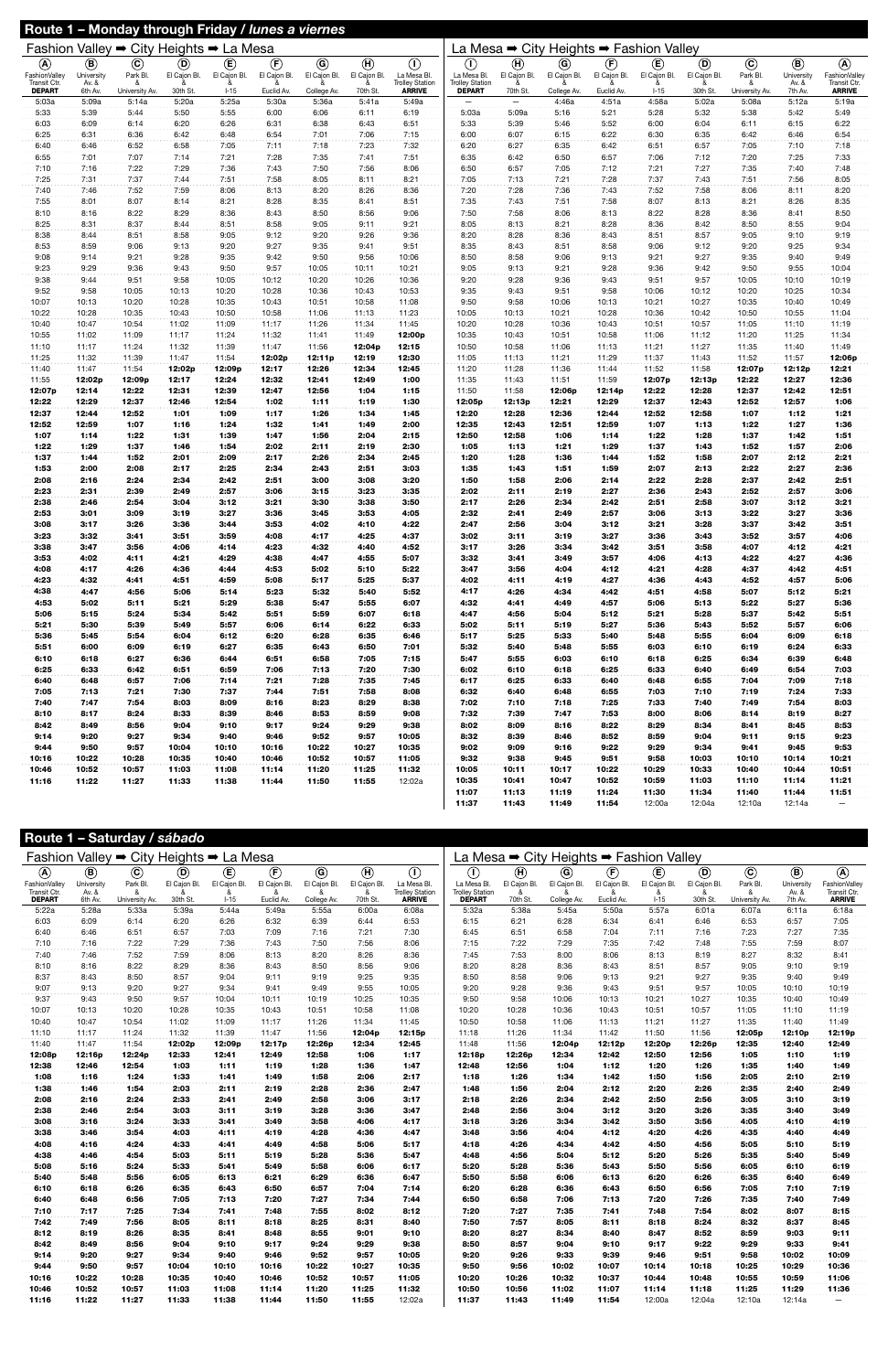## Route 1 – Monday through Friday / *lunes a viernes*

### Fashion Valley ➡ City Heights ➡ La Mesa

| Ⓐ FashionValley Transit Ctr. DEPART | Ⓑ University Av. & 6th Av. | Ⓒ Park Bl. & University Av. | Ⓓ El Cajon Bl. & 30th St. | Ⓔ El Cajon Bl. & I-15 | Ⓕ El Cajon Bl. & Euclid Av. | Ⓖ El Cajon Bl. & College Av. | Ⓗ El Cajon Bl. & 70th St. | Ⓘ La Mesa Bl. Trolley Station ARRIVE |
|---|---|---|---|---|---|---|---|---|
| 5:03a | 5:09a | 5:14a | 5:20a | 5:25a | 5:30a | 5:36a | 5:41a | 5:49a |
| 5:33 | 5:39 | 5:44 | 5:50 | 5:55 | 6:00 | 6:06 | 6:11 | 6:19 |
| 6:03 | 6:09 | 6:14 | 6:20 | 6:26 | 6:31 | 6:38 | 6:43 | 6:51 |
| 6:25 | 6:31 | 6:36 | 6:42 | 6:48 | 6:54 | 7:01 | 7:06 | 7:15 |
| 6:40 | 6:46 | 6:52 | 6:58 | 7:05 | 7:11 | 7:18 | 7:23 | 7:32 |
| 6:55 | 7:01 | 7:07 | 7:14 | 7:21 | 7:28 | 7:35 | 7:41 | 7:51 |
| 7:10 | 7:16 | 7:22 | 7:29 | 7:36 | 7:43 | 7:50 | 7:56 | 8:06 |
| 7:25 | 7:31 | 7:37 | 7:44 | 7:51 | 7:58 | 8:05 | 8:11 | 8:21 |
| 7:40 | 7:46 | 7:52 | 7:59 | 8:06 | 8:13 | 8:20 | 8:26 | 8:36 |
| 7:55 | 8:01 | 8:07 | 8:14 | 8:21 | 8:28 | 8:35 | 8:41 | 8:51 |
| 8:10 | 8:16 | 8:22 | 8:29 | 8:36 | 8:43 | 8:50 | 8:56 | 9:06 |
| 8:25 | 8:31 | 8:37 | 8:44 | 8:51 | 8:58 | 9:05 | 9:11 | 9:21 |
| 8:38 | 8:44 | 8:51 | 8:58 | 9:05 | 9:12 | 9:20 | 9:26 | 9:36 |
| 8:53 | 8:59 | 9:06 | 9:13 | 9:20 | 9:27 | 9:35 | 9:41 | 9:51 |
| 9:08 | 9:14 | 9:21 | 9:28 | 9:35 | 9:42 | 9:50 | 9:56 | 10:06 |
| 9:23 | 9:29 | 9:36 | 9:43 | 9:50 | 9:57 | 10:05 | 10:11 | 10:21 |
| 9:38 | 9:44 | 9:51 | 9:58 | 10:05 | 10:12 | 10:20 | 10:26 | 10:36 |
| 9:52 | 9:58 | 10:05 | 10:13 | 10:20 | 10:28 | 10:36 | 10:43 | 10:53 |
| 10:07 | 10:13 | 10:20 | 10:28 | 10:35 | 10:43 | 10:51 | 10:58 | 11:08 |
| 10:22 | 10:28 | 10:35 | 10:43 | 10:50 | 10:58 | 11:06 | 11:13 | 11:23 |
| 10:40 | 10:47 | 10:54 | 11:02 | 11:09 | 11:17 | 11:26 | 11:34 | 11:45 |
| 10:55 | 11:02 | 11:09 | 11:17 | 11:24 | 11:32 | 11:41 | 11:49 | **12:00p** |
| 11:10 | 11:17 | 11:24 | 11:32 | 11:39 | 11:47 | 11:56 | **12:04p** | **12:15** |
| 11:25 | 11:32 | 11:39 | 11:47 | 11:54 | **12:02p** | **12:11p** | **12:19** | **12:30** |
| 11:40 | 11:47 | 11:54 | **12:02p** | **12:09p** | **12:17** | **12:26** | **12:34** | **12:45** |
| 11:55 | **12:02p** | **12:09p** | **12:17** | **12:24** | **12:32** | **12:41** | **12:49** | **1:00** |
| **12:07p** | **12:14** | **12:22** | **12:31** | **12:39** | **12:47** | **12:56** | **1:04** | **1:15** |
| **12:22** | **12:29** | **12:37** | **12:46** | **12:54** | **1:02** | **1:11** | **1:19** | **1:30** |
| **12:37** | **12:44** | **12:52** | **1:01** | **1:09** | **1:17** | **1:26** | **1:34** | **1:45** |
| **12:52** | **12:59** | **1:07** | **1:16** | **1:24** | **1:32** | **1:41** | **1:49** | **2:00** |
| **1:07** | **1:14** | **1:22** | **1:31** | **1:39** | **1:47** | **1:56** | **2:04** | **2:15** |
| **1:22** | **1:29** | **1:37** | **1:46** | **1:54** | **2:02** | **2:11** | **2:19** | **2:30** |
| **1:37** | **1:44** | **1:52** | **2:01** | **2:09** | **2:17** | **2:26** | **2:34** | **2:45** |
| **1:53** | **2:00** | **2:08** | **2:17** | **2:25** | **2:34** | **2:43** | **2:51** | **3:03** |
| **2:08** | **2:16** | **2:24** | **2:34** | **2:42** | **2:51** | **3:00** | **3:08** | **3:20** |
| **2:23** | **2:31** | **2:39** | **2:49** | **2:57** | **3:06** | **3:15** | **3:23** | **3:35** |
| **2:38** | **2:46** | **2:54** | **3:04** | **3:12** | **3:21** | **3:30** | **3:38** | **3:50** |
| **2:53** | **3:01** | **3:09** | **3:19** | **3:27** | **3:36** | **3:45** | **3:53** | **4:05** |
| **3:08** | **3:17** | **3:26** | **3:36** | **3:44** | **3:53** | **4:02** | **4:10** | **4:22** |
| **3:23** | **3:32** | **3:41** | **3:51** | **3:59** | **4:08** | **4:17** | **4:25** | **4:37** |
| **3:38** | **3:47** | **3:56** | **4:06** | **4:14** | **4:23** | **4:32** | **4:40** | **4:52** |
| **3:53** | **4:02** | **4:11** | **4:21** | **4:29** | **4:38** | **4:47** | **4:55** | **5:07** |
| **4:08** | **4:17** | **4:26** | **4:36** | **4:44** | **4:53** | **5:02** | **5:10** | **5:22** |
| **4:23** | **4:32** | **4:41** | **4:51** | **4:59** | **5:08** | **5:17** | **5:25** | **5:37** |
| **4:38** | **4:47** | **4:56** | **5:06** | **5:14** | **5:23** | **5:32** | **5:40** | **5:52** |
| **4:53** | **5:02** | **5:11** | **5:21** | **5:29** | **5:38** | **5:47** | **5:55** | **6:07** |
| **5:06** | **5:15** | **5:24** | **5:34** | **5:42** | **5:51** | **5:59** | **6:07** | **6:18** |
| **5:21** | **5:30** | **5:39** | **5:49** | **5:57** | **6:06** | **6:14** | **6:22** | **6:33** |
| **5:36** | **5:45** | **5:54** | **6:04** | **6:12** | **6:20** | **6:28** | **6:35** | **6:46** |
| **5:51** | **6:00** | **6:09** | **6:19** | **6:27** | **6:35** | **6:43** | **6:50** | **7:01** |
| **6:10** | **6:18** | **6:27** | **6:36** | **6:44** | **6:51** | **6:58** | **7:05** | **7:15** |
| **6:25** | **6:33** | **6:42** | **6:51** | **6:59** | **7:06** | **7:13** | **7:20** | **7:30** |
| **6:40** | **6:48** | **6:57** | **7:06** | **7:14** | **7:21** | **7:28** | **7:35** | **7:45** |
| **7:05** | **7:13** | **7:21** | **7:30** | **7:37** | **7:44** | **7:51** | **7:58** | **8:08** |
| **7:40** | **7:47** | **7:54** | **8:03** | **8:09** | **8:16** | **8:23** | **8:29** | **8:38** |
| **8:10** | **8:17** | **8:24** | **8:33** | **8:39** | **8:46** | **8:53** | **8:59** | **9:08** |
| **8:42** | **8:49** | **8:56** | **9:04** | **9:10** | **9:17** | **9:24** | **9:29** | **9:38** |
| **9:14** | **9:20** | **9:27** | **9:34** | **9:40** | **9:46** | **9:52** | **9:57** | **10:05** |
| **9:44** | **9:50** | **9:57** | **10:04** | **10:10** | **10:16** | **10:22** | **10:27** | **10:35** |
| **10:16** | **10:22** | **10:28** | **10:35** | **10:40** | **10:46** | **10:52** | **10:57** | **11:05** |
| **10:46** | **10:52** | **10:57** | **11:03** | **11:08** | **11:14** | **11:20** | **11:25** | **11:32** |
| **11:16** | **11:22** | **11:27** | **11:33** | **11:38** | **11:44** | **11:50** | **11:55** | 12:02a |

### La Mesa ➡ City Heights ➡ Fashion Valley

| Ⓘ La Mesa Bl. Trolley Station DEPART | Ⓗ El Cajon Bl. & 70th St. | Ⓖ El Cajon Bl. & College Av. | Ⓕ El Cajon Bl. & Euclid Av. | Ⓔ El Cajon Bl. & I-15 | Ⓓ El Cajon Bl. & 30th St. | Ⓒ Park Bl. & University Av. | Ⓑ University Av. & 7th Av. | Ⓐ FashionValley Transit Ctr. ARRIVE |
|---|---|---|---|---|---|---|---|---|
| — | — | 4:46a | 4:51a | 4:58a | 5:02a | 5:08a | 5:12a | 5:19a |
| 5:03a | 5:09a | 5:16 | 5:21 | 5:28 | 5:32 | 5:38 | 5:42 | 5:49 |
| 5:33 | 5:39 | 5:46 | 5:52 | 6:00 | 6:04 | 6:11 | 6:15 | 6:22 |
| 6:00 | 6:07 | 6:15 | 6:22 | 6:30 | 6:35 | 6:42 | 6:46 | 6:54 |
| 6:20 | 6:27 | 6:35 | 6:42 | 6:51 | 6:57 | 7:05 | 7:10 | 7:18 |
| 6:35 | 6:42 | 6:50 | 6:57 | 7:06 | 7:12 | 7:20 | 7:25 | 7:33 |
| 6:50 | 6:57 | 7:05 | 7:12 | 7:21 | 7:27 | 7:35 | 7:40 | 7:48 |
| 7:05 | 7:13 | 7:21 | 7:28 | 7:37 | 7:43 | 7:51 | 7:56 | 8:05 |
| 7:20 | 7:28 | 7:36 | 7:43 | 7:52 | 7:58 | 8:06 | 8:11 | 8:20 |
| 7:35 | 7:43 | 7:51 | 7:58 | 8:07 | 8:13 | 8:21 | 8:26 | 8:35 |
| 7:50 | 7:58 | 8:06 | 8:13 | 8:22 | 8:28 | 8:36 | 8:41 | 8:50 |
| 8:05 | 8:13 | 8:21 | 8:28 | 8:36 | 8:42 | 8:50 | 8:55 | 9:04 |
| 8:20 | 8:28 | 8:36 | 8:43 | 8:51 | 8:57 | 9:05 | 9:10 | 9:19 |
| 8:35 | 8:43 | 8:51 | 8:58 | 9:06 | 9:12 | 9:20 | 9:25 | 9:34 |
| 8:50 | 8:58 | 9:06 | 9:13 | 9:21 | 9:27 | 9:35 | 9:40 | 9:49 |
| 9:05 | 9:13 | 9:21 | 9:28 | 9:36 | 9:42 | 9:50 | 9:55 | 10:04 |
| 9:20 | 9:28 | 9:36 | 9:43 | 9:51 | 9:57 | 10:05 | 10:10 | 10:19 |
| 9:35 | 9:43 | 9:51 | 9:58 | 10:06 | 10:12 | 10:20 | 10:25 | 10:34 |
| 9:50 | 9:58 | 10:06 | 10:13 | 10:21 | 10:27 | 10:35 | 10:40 | 10:49 |
| 10:05 | 10:13 | 10:21 | 10:28 | 10:36 | 10:42 | 10:50 | 10:55 | 11:04 |
| 10:20 | 10:28 | 10:36 | 10:43 | 10:51 | 10:57 | 11:05 | 11:10 | 11:19 |
| 10:35 | 10:43 | 10:51 | 10:58 | 11:06 | 11:12 | 11:20 | 11:25 | 11:34 |
| 10:50 | 10:58 | 11:06 | 11:13 | 11:21 | 11:27 | 11:35 | 11:40 | 11:49 |
| 11:05 | 11:13 | 11:21 | 11:29 | 11:37 | 11:43 | 11:52 | 11:57 | **12:06p** |
| 11:20 | 11:28 | 11:36 | 11:44 | 11:52 | 11:58 | **12:07p** | **12:12p** | **12:21** |
| 11:35 | 11:43 | 11:51 | 11:59 | **12:07p** | **12:13p** | **12:22** | **12:27** | **12:36** |
| 11:50 | 11:58 | **12:06p** | **12:14p** | **12:22** | **12:28** | **12:37** | **12:42** | **12:51** |
| **12:05p** | **12:13p** | **12:21** | **12:29** | **12:37** | **12:43** | **12:52** | **12:57** | **1:06** |
| **12:20** | **12:28** | **12:36** | **12:44** | **12:52** | **12:58** | **1:07** | **1:12** | **1:21** |
| **12:35** | **12:43** | **12:51** | **12:59** | **1:07** | **1:13** | **1:22** | **1:27** | **1:36** |
| **12:50** | **12:58** | **1:06** | **1:14** | **1:22** | **1:28** | **1:37** | **1:42** | **1:51** |
| **1:05** | **1:13** | **1:21** | **1:29** | **1:37** | **1:43** | **1:52** | **1:57** | **2:06** |
| **1:20** | **1:28** | **1:36** | **1:44** | **1:52** | **1:58** | **2:07** | **2:12** | **2:21** |
| **1:35** | **1:43** | **1:51** | **1:59** | **2:07** | **2:13** | **2:22** | **2:27** | **2:36** |
| **1:50** | **1:58** | **2:06** | **2:14** | **2:22** | **2:28** | **2:37** | **2:42** | **2:51** |
| **2:02** | **2:11** | **2:19** | **2:27** | **2:36** | **2:43** | **2:52** | **2:57** | **3:06** |
| **2:17** | **2:26** | **2:34** | **2:42** | **2:51** | **2:58** | **3:07** | **3:12** | **3:21** |
| **2:32** | **2:41** | **2:49** | **2:57** | **3:06** | **3:13** | **3:22** | **3:27** | **3:36** |
| **2:47** | **2:56** | **3:04** | **3:12** | **3:21** | **3:28** | **3:37** | **3:42** | **3:51** |
| **3:02** | **3:11** | **3:19** | **3:27** | **3:36** | **3:43** | **3:52** | **3:57** | **4:06** |
| **3:17** | **3:26** | **3:34** | **3:42** | **3:51** | **3:58** | **4:07** | **4:12** | **4:21** |
| **3:32** | **3:41** | **3:49** | **3:57** | **4:06** | **4:13** | **4:22** | **4:27** | **4:36** |
| **3:47** | **3:56** | **4:04** | **4:12** | **4:21** | **4:28** | **4:37** | **4:42** | **4:51** |
| **4:02** | **4:11** | **4:19** | **4:27** | **4:36** | **4:43** | **4:52** | **4:57** | **5:06** |
| **4:17** | **4:26** | **4:34** | **4:42** | **4:51** | **4:58** | **5:07** | **5:12** | **5:21** |
| **4:32** | **4:41** | **4:49** | **4:57** | **5:06** | **5:13** | **5:22** | **5:27** | **5:36** |
| **4:47** | **4:56** | **5:04** | **5:12** | **5:21** | **5:28** | **5:37** | **5:42** | **5:51** |
| **5:02** | **5:11** | **5:19** | **5:27** | **5:36** | **5:43** | **5:52** | **5:57** | **6:06** |
| **5:17** | **5:25** | **5:33** | **5:40** | **5:48** | **5:55** | **6:04** | **6:09** | **6:18** |
| **5:32** | **5:40** | **5:48** | **5:55** | **6:03** | **6:10** | **6:19** | **6:24** | **6:33** |
| **5:47** | **5:55** | **6:03** | **6:10** | **6:18** | **6:25** | **6:34** | **6:39** | **6:48** |
| **6:02** | **6:10** | **6:18** | **6:25** | **6:33** | **6:40** | **6:49** | **6:54** | **7:03** |
| **6:17** | **6:25** | **6:33** | **6:40** | **6:48** | **6:55** | **7:04** | **7:09** | **7:18** |
| **6:32** | **6:40** | **6:48** | **6:55** | **7:03** | **7:10** | **7:19** | **7:24** | **7:33** |
| **7:02** | **7:10** | **7:18** | **7:25** | **7:33** | **7:40** | **7:49** | **7:54** | **8:03** |
| **7:32** | **7:39** | **7:47** | **7:53** | **8:00** | **8:06** | **8:14** | **8:19** | **8:27** |
| **8:02** | **8:09** | **8:16** | **8:22** | **8:29** | **8:34** | **8:41** | **8:45** | **8:53** |
| **8:32** | **8:39** | **8:46** | **8:52** | **8:59** | **9:04** | **9:11** | **9:15** | **9:23** |
| **9:02** | **9:09** | **9:16** | **9:22** | **9:29** | **9:34** | **9:41** | **9:45** | **9:53** |
| **9:32** | **9:38** | **9:45** | **9:51** | **9:58** | **10:03** | **10:10** | **10:14** | **10:21** |
| **10:05** | **10:11** | **10:17** | **10:22** | **10:29** | **10:33** | **10:40** | **10:44** | **10:51** |
| **10:35** | **10:41** | **10:47** | **10:52** | **10:59** | **11:03** | **11:10** | **11:14** | **11:21** |
| **11:07** | **11:13** | **11:19** | **11:24** | **11:30** | **11:34** | **11:40** | **11:44** | **11:51** |
| **11:37** | **11:43** | **11:49** | **11:54** | 12:00a | 12:04a | 12:10a | 12:14a | — |

## Route 1 – Saturday / *sábado*

### Fashion Valley ➡ City Heights ➡ La Mesa

| Ⓐ FashionValley Transit Ctr. DEPART | Ⓑ University Av. & 6th Av. | Ⓒ Park Bl. & University Av. | Ⓓ El Cajon Bl. & 30th St. | Ⓔ El Cajon Bl. & I-15 | Ⓕ El Cajon Bl. & Euclid Av. | Ⓖ El Cajon Bl. & College Av. | Ⓗ El Cajon Bl. & 70th St. | Ⓘ La Mesa Bl. Trolley Station ARRIVE |
|---|---|---|---|---|---|---|---|---|
| 5:22a | 5:28a | 5:33a | 5:39a | 5:44a | 5:49a | 5:55a | 6:00a | 6:08a |
| 6:03 | 6:09 | 6:14 | 6:20 | 6:26 | 6:32 | 6:39 | 6:44 | 6:53 |
| 6:40 | 6:46 | 6:51 | 6:57 | 7:03 | 7:09 | 7:16 | 7:21 | 7:30 |
| 7:10 | 7:16 | 7:22 | 7:29 | 7:36 | 7:43 | 7:50 | 7:56 | 8:06 |
| 7:40 | 7:46 | 7:52 | 7:59 | 8:06 | 8:13 | 8:20 | 8:26 | 8:36 |
| 8:10 | 8:16 | 8:22 | 8:29 | 8:36 | 8:43 | 8:50 | 8:56 | 9:06 |
| 8:37 | 8:43 | 8:50 | 8:57 | 9:04 | 9:11 | 9:19 | 9:25 | 9:35 |
| 9:07 | 9:13 | 9:20 | 9:27 | 9:34 | 9:41 | 9:49 | 9:55 | 10:05 |
| 9:37 | 9:43 | 9:50 | 9:57 | 10:04 | 10:11 | 10:19 | 10:25 | 10:35 |
| 10:07 | 10:13 | 10:20 | 10:28 | 10:35 | 10:43 | 10:51 | 10:58 | 11:08 |
| 10:40 | 10:47 | 10:54 | 11:02 | 11:09 | 11:17 | 11:26 | 11:34 | 11:45 |
| 11:10 | 11:17 | 11:24 | 11:32 | 11:39 | 11:47 | 11:56 | **12:04p** | **12:15p** |
| 11:40 | 11:47 | 11:54 | **12:02p** | **12:09p** | **12:17p** | **12:26p** | **12:34** | **12:45** |
| **12:08p** | **12:16p** | **12:24p** | **12:33** | **12:41** | **12:49** | **12:58** | **1:06** | **1:17** |
| **12:38** | **12:46** | **12:54** | **1:03** | **1:11** | **1:19** | **1:28** | **1:36** | **1:47** |
| **1:08** | **1:16** | **1:24** | **1:33** | **1:41** | **1:49** | **1:58** | **2:06** | **2:17** |
| **1:38** | **1:46** | **1:54** | **2:03** | **2:11** | **2:19** | **2:28** | **2:36** | **2:47** |
| **2:08** | **2:16** | **2:24** | **2:33** | **2:41** | **2:49** | **2:58** | **3:06** | **3:17** |
| **2:38** | **2:46** | **2:54** | **3:03** | **3:11** | **3:19** | **3:28** | **3:36** | **3:47** |
| **3:08** | **3:16** | **3:24** | **3:33** | **3:41** | **3:49** | **3:58** | **4:06** | **4:17** |
| **3:38** | **3:46** | **3:54** | **4:03** | **4:11** | **4:19** | **4:28** | **4:36** | **4:47** |
| **4:08** | **4:16** | **4:24** | **4:33** | **4:41** | **4:49** | **4:58** | **5:06** | **5:17** |
| **4:38** | **4:46** | **4:54** | **5:03** | **5:11** | **5:19** | **5:28** | **5:36** | **5:47** |
| **5:08** | **5:16** | **5:24** | **5:33** | **5:41** | **5:49** | **5:58** | **6:06** | **6:17** |
| **5:40** | **5:48** | **5:56** | **6:05** | **6:13** | **6:21** | **6:29** | **6:36** | **6:47** |
| **6:10** | **6:18** | **6:26** | **6:35** | **6:43** | **6:50** | **6:57** | **7:04** | **7:14** |
| **6:40** | **6:48** | **6:56** | **7:05** | **7:13** | **7:20** | **7:27** | **7:34** | **7:44** |
| **7:10** | **7:17** | **7:25** | **7:34** | **7:41** | **7:48** | **7:55** | **8:02** | **8:12** |
| **7:42** | **7:49** | **7:56** | **8:05** | **8:11** | **8:18** | **8:25** | **8:31** | **8:40** |
| **8:12** | **8:19** | **8:26** | **8:35** | **8:41** | **8:48** | **8:55** | **9:01** | **9:10** |
| **8:42** | **8:49** | **8:56** | **9:04** | **9:10** | **9:17** | **9:24** | **9:29** | **9:38** |
| **9:14** | **9:20** | **9:27** | **9:34** | **9:40** | **9:46** | **9:52** | **9:57** | **10:05** |
| **9:44** | **9:50** | **9:57** | **10:04** | **10:10** | **10:16** | **10:22** | **10:27** | **10:35** |
| **10:16** | **10:22** | **10:28** | **10:35** | **10:40** | **10:46** | **10:52** | **10:57** | **11:05** |
| **10:46** | **10:52** | **10:57** | **11:03** | **11:08** | **11:14** | **11:20** | **11:25** | **11:32** |
| **11:16** | **11:22** | **11:27** | **11:33** | **11:38** | **11:44** | **11:50** | **11:55** | 12:02a |

### La Mesa ➡ City Heights ➡ Fashion Valley

| Ⓘ La Mesa Bl. Trolley Station DEPART | Ⓗ El Cajon Bl. & 70th St. | Ⓖ El Cajon Bl. & College Av. | Ⓕ El Cajon Bl. & Euclid Av. | Ⓔ El Cajon Bl. & I-15 | Ⓓ El Cajon Bl. & 30th St. | Ⓒ Park Bl. & University Av. | Ⓑ University Av. & 7th Av. | Ⓐ FashionValley Transit Ctr. ARRIVE |
|---|---|---|---|---|---|---|---|---|
| 5:32a | 5:38a | 5:45a | 5:50a | 5:57a | 6:01a | 6:07a | 6:11a | 6:18a |
| 6:15 | 6:21 | 6:28 | 6:34 | 6:41 | 6:46 | 6:53 | 6:57 | 7:05 |
| 6:45 | 6:51 | 6:58 | 7:04 | 7:11 | 7:16 | 7:23 | 7:27 | 7:35 |
| 7:15 | 7:22 | 7:29 | 7:35 | 7:42 | 7:48 | 7:55 | 7:59 | 8:07 |
| 7:45 | 7:53 | 8:00 | 8:06 | 8:13 | 8:19 | 8:27 | 8:32 | 8:41 |
| 8:20 | 8:28 | 8:36 | 8:43 | 8:51 | 8:57 | 9:05 | 9:10 | 9:19 |
| 8:50 | 8:58 | 9:06 | 9:13 | 9:21 | 9:27 | 9:35 | 9:40 | 9:49 |
| 9:20 | 9:28 | 9:36 | 9:43 | 9:51 | 9:57 | 10:05 | 10:10 | 10:19 |
| 9:50 | 9:58 | 10:06 | 10:13 | 10:21 | 10:27 | 10:35 | 10:40 | 10:49 |
| 10:20 | 10:28 | 10:36 | 10:43 | 10:51 | 10:57 | 11:05 | 11:10 | 11:19 |
| 10:50 | 10:58 | 11:06 | 11:13 | 11:21 | 11:27 | 11:35 | 11:40 | 11:49 |
| 11:18 | 11:26 | 11:34 | 11:42 | 11:50 | 11:56 | **12:05p** | **12:10p** | **12:19p** |
| 11:48 | 11:56 | **12:04p** | **12:12p** | **12:20p** | **12:26p** | **12:35** | **12:40** | **12:49** |
| **12:18p** | **12:26p** | **12:34** | **12:42** | **12:50** | **12:56** | **1:05** | **1:10** | **1:19** |
| **12:48** | **12:56** | **1:04** | **1:12** | **1:20** | **1:26** | **1:35** | **1:40** | **1:49** |
| **1:18** | **1:26** | **1:34** | **1:42** | **1:50** | **1:56** | **2:05** | **2:10** | **2:19** |
| **1:48** | **1:56** | **2:04** | **2:12** | **2:20** | **2:26** | **2:35** | **2:40** | **2:49** |
| **2:18** | **2:26** | **2:34** | **2:42** | **2:50** | **2:56** | **3:05** | **3:10** | **3:19** |
| **2:48** | **2:56** | **3:04** | **3:12** | **3:20** | **3:26** | **3:35** | **3:40** | **3:49** |
| **3:18** | **3:26** | **3:34** | **3:42** | **3:50** | **3:56** | **4:05** | **4:10** | **4:19** |
| **3:48** | **3:56** | **4:04** | **4:12** | **4:20** | **4:26** | **4:35** | **4:40** | **4:49** |
| **4:18** | **4:26** | **4:34** | **4:42** | **4:50** | **4:56** | **5:05** | **5:10** | **5:19** |
| **4:48** | **4:56** | **5:04** | **5:12** | **5:20** | **5:26** | **5:35** | **5:40** | **5:49** |
| **5:20** | **5:28** | **5:36** | **5:43** | **5:50** | **5:56** | **6:05** | **6:10** | **6:19** |
| **5:50** | **5:58** | **6:06** | **6:13** | **6:20** | **6:26** | **6:35** | **6:40** | **6:49** |
| **6:20** | **6:28** | **6:36** | **6:43** | **6:50** | **6:56** | **7:05** | **7:10** | **7:19** |
| **6:50** | **6:58** | **7:06** | **7:13** | **7:20** | **7:26** | **7:35** | **7:40** | **7:49** |
| **7:20** | **7:27** | **7:35** | **7:41** | **7:48** | **7:54** | **8:02** | **8:07** | **8:15** |
| **7:50** | **7:57** | **8:05** | **8:11** | **8:18** | **8:24** | **8:32** | **8:37** | **8:45** |
| **8:20** | **8:27** | **8:34** | **8:40** | **8:47** | **8:52** | **8:59** | **9:03** | **9:11** |
| **8:50** | **8:57** | **9:04** | **9:10** | **9:17** | **9:22** | **9:29** | **9:33** | **9:41** |
| **9:20** | **9:26** | **9:33** | **9:39** | **9:46** | **9:51** | **9:58** | **10:02** | **10:09** |
| **9:50** | **9:56** | **10:02** | **10:07** | **10:14** | **10:18** | **10:25** | **10:29** | **10:36** |
| **10:20** | **10:26** | **10:32** | **10:37** | **10:44** | **10:48** | **10:55** | **10:59** | **11:06** |
| **10:50** | **10:56** | **11:02** | **11:07** | **11:14** | **11:18** | **11:25** | **11:29** | **11:36** |
| **11:37** | **11:43** | **11:49** | **11:54** | 12:00a | 12:04a | 12:10a | 12:14a | — |